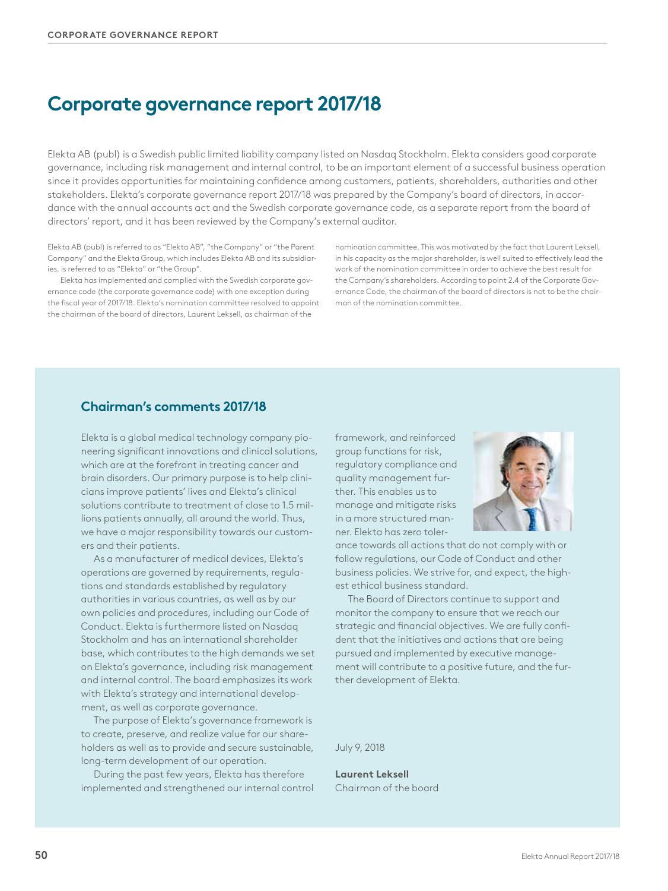# Corporate governance report 2017/18

Elekta AB (publ) is a Swedish public limited liability company listed on Nasdaq Stockholm. Elekta considers good corporate governance, including risk management and internal control, to be an important element of a successful business operation since it provides opportunities for maintaining confidence among customers, patients, shareholders, authorities and other stakeholders. Elekta's corporate governance report 2017/18 was prepared by the Company's board of directors, in accordance with the annual accounts act and the Swedish corporate governance code, as a separate report from the board of directors' report, and it has been reviewed by the Company's external auditor.

Elekta AB (publ) is referred to as "Elekta AB", "the Company" or "the Parent Company" and the Elekta Group, which includes Elekta AB and its subsidiaries, is referred to as "Elekta" or "the Group".

Elekta has implemented and complied with the Swedish corporate governance code (the corporate governance code) with one exception during the fiscal year of 2017/18. Elekta's nomination committee resolved to appoint the chairman of the board of directors, Laurent Leksell, as chairman of the nomination committee. This was motivated by the fact that Laurent Leksell, in his capacity as the major shareholder, is well suited to effectively lead the work of the nomination committee in order to achieve the best result for the Company's shareholders. According to point 2.4 of the Corporate Governance Code, the chairman of the board of directors is not to be the chairman of the nomination committee.

## Chairman's comments 2017/18

Elekta is a global medical technology company pioneering significant innovations and clinical solutions, which are at the forefront in treating cancer and brain disorders. Our primary purpose is to help clinicians improve patients' lives and Elekta's clinical solutions contribute to treatment of close to 1.5 millions patients annually, all around the world. Thus, we have a major responsibility towards our customers and their patients.

As a manufacturer of medical devices, Elekta's operations are governed by requirements, regulations and standards established by regulatory authorities in various countries, as well as by our own policies and procedures, including our Code of Conduct. Elekta is furthermore listed on Nasdaq Stockholm and has an international shareholder base, which contributes to the high demands we set on Elekta's governance, including risk management and internal control. The board emphasizes its work with Elekta's strategy and international development, as well as corporate governance.

The purpose of Elekta's governance framework is to create, preserve, and realize value for our shareholders as well as to provide and secure sustainable, long-term development of our operation.

During the past few years, Elekta has therefore implemented and strengthened our internal control framework, and reinforced group functions for risk, regulatory compliance and quality management further. This enables us to manage and mitigate risks in a more structured manner. Elekta has zero tolerance towards all actions that do not comply with or follow regulations, our Code of Conduct and other business policies. We strive for, and expect, the highest ethical business standard.

The Board of Directors continue to support and monitor the company to ensure that we reach our strategic and financial objectives. We are fully confident that the initiatives and actions that are being pursued and implemented by executive management will contribute to a positive future, and the further development of Elekta.

July 9, 2018

**Laurent Leksell**
Chairman of the board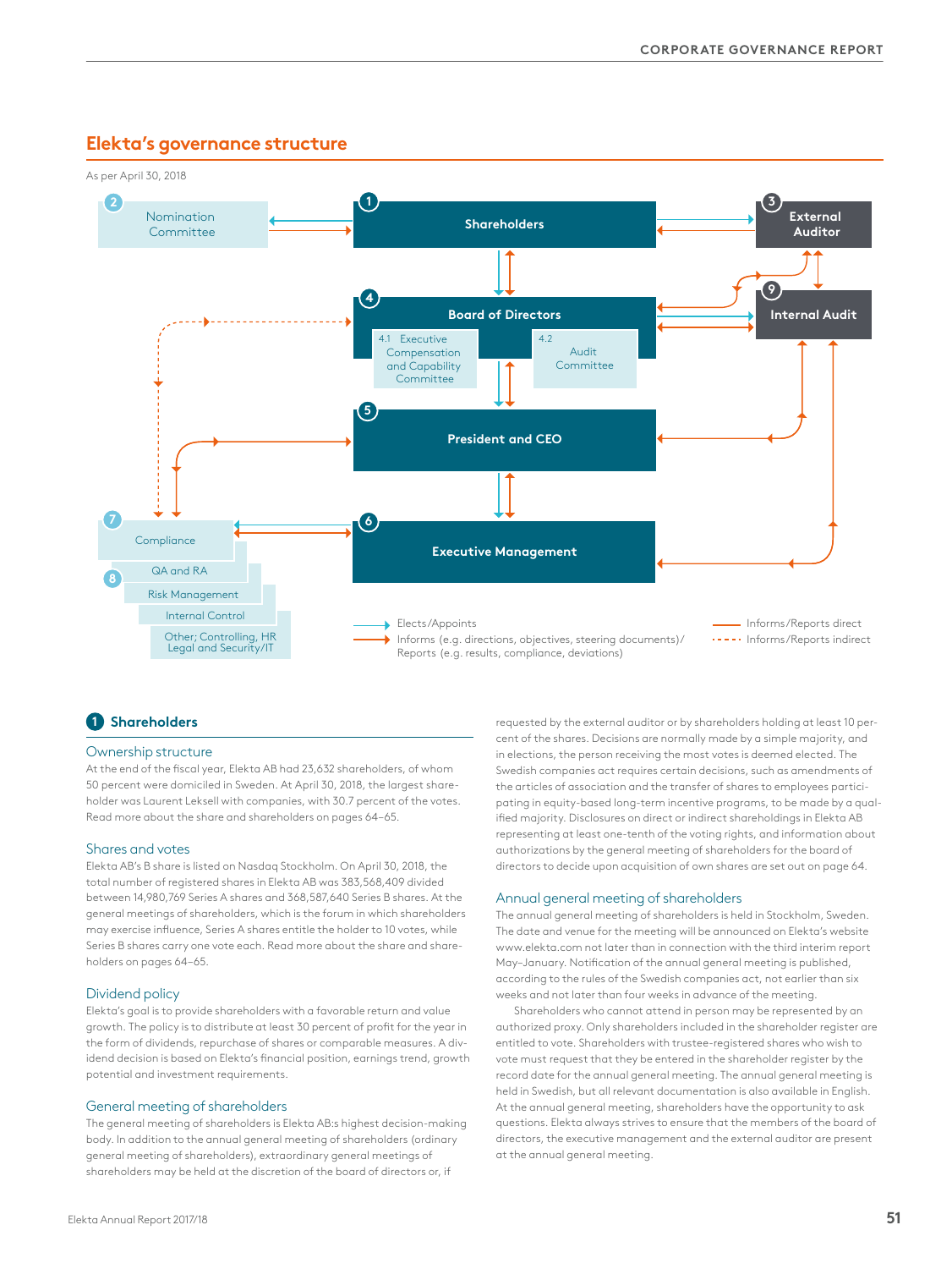## Elekta's governance structure

As per April 30, 2018

1 Shareholders

2 Nomination Committee

3 External Auditor

4 Board of Directors

4.1 Executive Compensation and Capability Committee

4.2 Audit Committee

5 President and CEO

6 Executive Management

7 Compliance

8 QA and RA

Risk Management

Internal Control

Other; Controlling, HR Legal and Security/IT

9 Internal Audit

Elects/Appoints

Informs (e.g. directions, objectives, steering documents)/ Reports (e.g. results, compliance, deviations)

Informs/Reports direct

Informs/Reports indirect

### 1 Shareholders

#### Ownership structure

At the end of the fiscal year, Elekta AB had 23,632 shareholders, of whom 50 percent were domiciled in Sweden. At April 30, 2018, the largest shareholder was Laurent Leksell with companies, with 30.7 percent of the votes. Read more about the share and shareholders on pages 64–65.

#### Shares and votes

Elekta AB's B share is listed on Nasdaq Stockholm. On April 30, 2018, the total number of registered shares in Elekta AB was 383,568,409 divided between 14,980,769 Series A shares and 368,587,640 Series B shares. At the general meetings of shareholders, which is the forum in which shareholders may exercise influence, Series A shares entitle the holder to 10 votes, while Series B shares carry one vote each. Read more about the share and shareholders on pages 64–65.

#### Dividend policy

Elekta's goal is to provide shareholders with a favorable return and value growth. The policy is to distribute at least 30 percent of profit for the year in the form of dividends, repurchase of shares or comparable measures. A dividend decision is based on Elekta's financial position, earnings trend, growth potential and investment requirements.

#### General meeting of shareholders

The general meeting of shareholders is Elekta AB:s highest decision-making body. In addition to the annual general meeting of shareholders (ordinary general meeting of shareholders), extraordinary general meetings of shareholders may be held at the discretion of the board of directors or, if requested by the external auditor or by shareholders holding at least 10 percent of the shares. Decisions are normally made by a simple majority, and in elections, the person receiving the most votes is deemed elected. The Swedish companies act requires certain decisions, such as amendments of the articles of association and the transfer of shares to employees participating in equity-based long-term incentive programs, to be made by a qualified majority. Disclosures on direct or indirect shareholdings in Elekta AB representing at least one-tenth of the voting rights, and information about authorizations by the general meeting of shareholders for the board of directors to decide upon acquisition of own shares are set out on page 64.

#### Annual general meeting of shareholders

The annual general meeting of shareholders is held in Stockholm, Sweden. The date and venue for the meeting will be announced on Elekta's website www.elekta.com not later than in connection with the third interim report May–January. Notification of the annual general meeting is published, according to the rules of the Swedish companies act, not earlier than six weeks and not later than four weeks in advance of the meeting.

Shareholders who cannot attend in person may be represented by an authorized proxy. Only shareholders included in the shareholder register are entitled to vote. Shareholders with trustee-registered shares who wish to vote must request that they be entered in the shareholder register by the record date for the annual general meeting. The annual general meeting is held in Swedish, but all relevant documentation is also available in English. At the annual general meeting, shareholders have the opportunity to ask questions. Elekta always strives to ensure that the members of the board of directors, the executive management and the external auditor are present at the annual general meeting.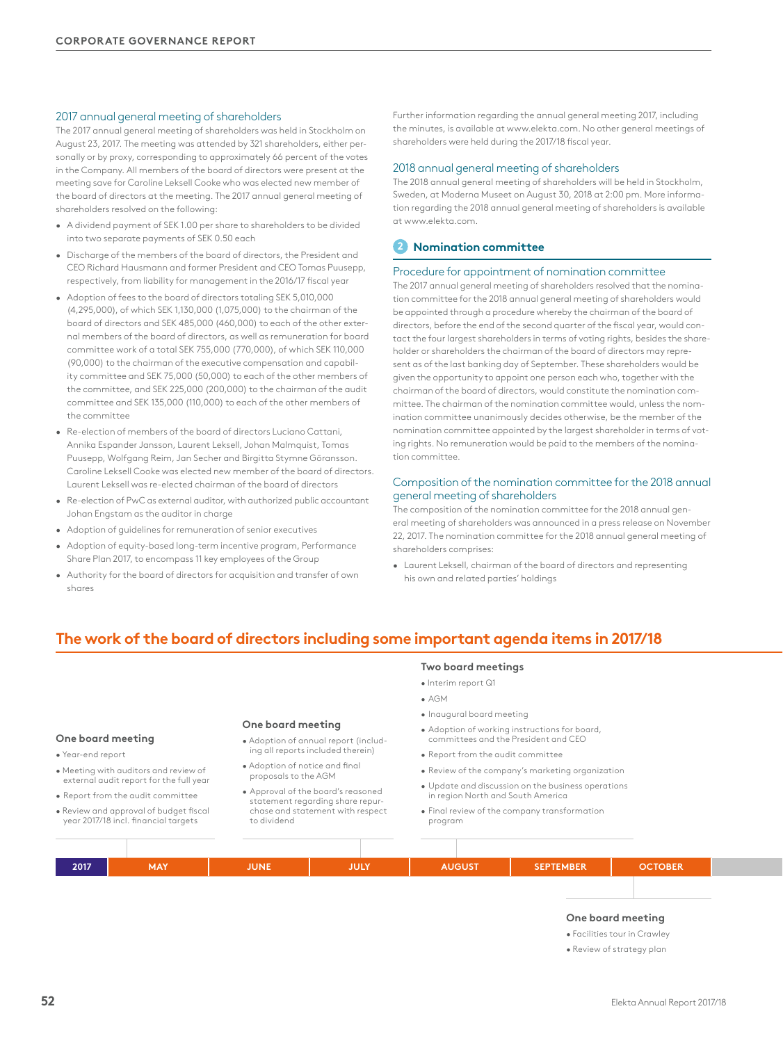### 2017 annual general meeting of shareholders

The 2017 annual general meeting of shareholders was held in Stockholm on August 23, 2017. The meeting was attended by 321 shareholders, either personally or by proxy, corresponding to approximately 66 percent of the votes in the Company. All members of the board of directors were present at the meeting save for Caroline Leksell Cooke who was elected new member of the board of directors at the meeting. The 2017 annual general meeting of shareholders resolved on the following:

- A dividend payment of SEK 1.00 per share to shareholders to be divided into two separate payments of SEK 0.50 each
- Discharge of the members of the board of directors, the President and CEO Richard Hausmann and former President and CEO Tomas Puusepp, respectively, from liability for management in the 2016/17 fiscal year
- Adoption of fees to the board of directors totaling SEK 5,010,000 (4,295,000), of which SEK 1,130,000 (1,075,000) to the chairman of the board of directors and SEK 485,000 (460,000) to each of the other external members of the board of directors, as well as remuneration for board committee work of a total SEK 755,000 (770,000), of which SEK 110,000 (90,000) to the chairman of the executive compensation and capability committee and SEK 75,000 (50,000) to each of the other members of the committee, and SEK 225,000 (200,000) to the chairman of the audit committee and SEK 135,000 (110,000) to each of the other members of the committee
- Re-election of members of the board of directors Luciano Cattani, Annika Espander Jansson, Laurent Leksell, Johan Malmquist, Tomas Puusepp, Wolfgang Reim, Jan Secher and Birgitta Stymne Göransson. Caroline Leksell Cooke was elected new member of the board of directors. Laurent Leksell was re-elected chairman of the board of directors
- Re-election of PwC as external auditor, with authorized public accountant Johan Engstam as the auditor in charge
- Adoption of guidelines for remuneration of senior executives
- Adoption of equity-based long-term incentive program, Performance Share Plan 2017, to encompass 11 key employees of the Group
- Authority for the board of directors for acquisition and transfer of own shares

Further information regarding the annual general meeting 2017, including the minutes, is available at www.elekta.com. No other general meetings of shareholders were held during the 2017/18 fiscal year.

### 2018 annual general meeting of shareholders

The 2018 annual general meeting of shareholders will be held in Stockholm, Sweden, at Moderna Museet on August 30, 2018 at 2:00 pm. More information regarding the 2018 annual general meeting of shareholders is available at www.elekta.com.

## 2 Nomination committee

### Procedure for appointment of nomination committee

The 2017 annual general meeting of shareholders resolved that the nomination committee for the 2018 annual general meeting of shareholders would be appointed through a procedure whereby the chairman of the board of directors, before the end of the second quarter of the fiscal year, would contact the four largest shareholders in terms of voting rights, besides the shareholder or shareholders the chairman of the board of directors may represent as of the last banking day of September. These shareholders would be given the opportunity to appoint one person each who, together with the chairman of the board of directors, would constitute the nomination committee. The chairman of the nomination committee would, unless the nomination committee unanimously decides otherwise, be the member of the nomination committee appointed by the largest shareholder in terms of voting rights. No remuneration would be paid to the members of the nomination committee.

### Composition of the nomination committee for the 2018 annual general meeting of shareholders

The composition of the nomination committee for the 2018 annual general meeting of shareholders was announced in a press release on November 22, 2017. The nomination committee for the 2018 annual general meeting of shareholders comprises:

- Laurent Leksell, chairman of the board of directors and representing his own and related parties' holdings

## The work of the board of directors including some important agenda items in 2017/18

**2017**

**MAY – One board meeting**
- Year-end report
- Meeting with auditors and review of external audit report for the full year
- Report from the audit committee
- Review and approval of budget fiscal year 2017/18 incl. financial targets

**JUNE/JULY – One board meeting**
- Adoption of annual report (including all reports included therein)
- Adoption of notice and final proposals to the AGM
- Approval of the board's reasoned statement regarding share repurchase and statement with respect to dividend

**AUGUST – Two board meetings**
- Interim report Q1
- AGM
- Inaugural board meeting
- Adoption of working instructions for board, committees and the President and CEO
- Report from the audit committee
- Review of the company's marketing organization
- Update and discussion on the business operations in region North and South America
- Final review of the company transformation program

**OCTOBER – One board meeting**
- Facilities tour in Crawley
- Review of strategy plan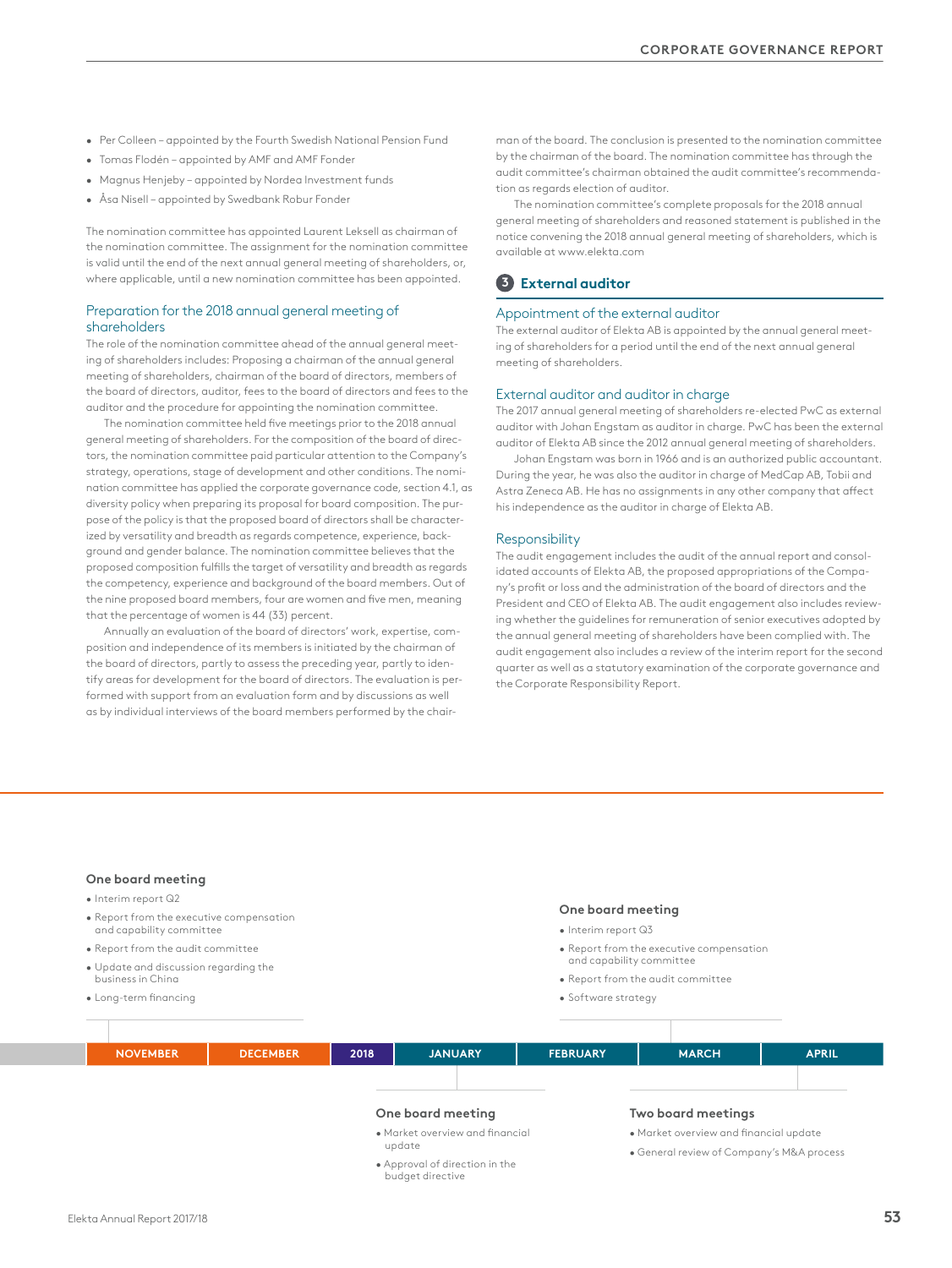- Per Colleen – appointed by the Fourth Swedish National Pension Fund
- Tomas Flodén – appointed by AMF and AMF Fonder
- Magnus Henjeby – appointed by Nordea Investment funds
- Åsa Nisell – appointed by Swedbank Robur Fonder

The nomination committee has appointed Laurent Leksell as chairman of the nomination committee. The assignment for the nomination committee is valid until the end of the next annual general meeting of shareholders, or, where applicable, until a new nomination committee has been appointed.

### Preparation for the 2018 annual general meeting of shareholders

The role of the nomination committee ahead of the annual general meeting of shareholders includes: Proposing a chairman of the annual general meeting of shareholders, chairman of the board of directors, members of the board of directors, auditor, fees to the board of directors and fees to the auditor and the procedure for appointing the nomination committee.

The nomination committee held five meetings prior to the 2018 annual general meeting of shareholders. For the composition of the board of directors, the nomination committee paid particular attention to the Company's strategy, operations, stage of development and other conditions. The nomination committee has applied the corporate governance code, section 4.1, as diversity policy when preparing its proposal for board composition. The purpose of the policy is that the proposed board of directors shall be characterized by versatility and breadth as regards competence, experience, background and gender balance. The nomination committee believes that the proposed composition fulfills the target of versatility and breadth as regards the competency, experience and background of the board members. Out of the nine proposed board members, four are women and five men, meaning that the percentage of women is 44 (33) percent.

Annually an evaluation of the board of directors' work, expertise, composition and independence of its members is initiated by the chairman of the board of directors, partly to assess the preceding year, partly to identify areas for development for the board of directors. The evaluation is performed with support from an evaluation form and by discussions as well as by individual interviews of the board members performed by the chairman of the board. The conclusion is presented to the nomination committee by the chairman of the board. The nomination committee has through the audit committee's chairman obtained the audit committee's recommendation as regards election of auditor.

The nomination committee's complete proposals for the 2018 annual general meeting of shareholders and reasoned statement is published in the notice convening the 2018 annual general meeting of shareholders, which is available at www.elekta.com

## 3 External auditor

### Appointment of the external auditor

The external auditor of Elekta AB is appointed by the annual general meeting of shareholders for a period until the end of the next annual general meeting of shareholders.

### External auditor and auditor in charge

The 2017 annual general meeting of shareholders re-elected PwC as external auditor with Johan Engstam as auditor in charge. PwC has been the external auditor of Elekta AB since the 2012 annual general meeting of shareholders.

Johan Engstam was born in 1966 and is an authorized public accountant. During the year, he was also the auditor in charge of MedCap AB, Tobii and Astra Zeneca AB. He has no assignments in any other company that affect his independence as the auditor in charge of Elekta AB.

### Responsibility

The audit engagement includes the audit of the annual report and consolidated accounts of Elekta AB, the proposed appropriations of the Company's profit or loss and the administration of the board of directors and the President and CEO of Elekta AB. The audit engagement also includes reviewing whether the guidelines for remuneration of senior executives adopted by the annual general meeting of shareholders have been complied with. The audit engagement also includes a review of the interim report for the second quarter as well as a statutory examination of the corporate governance and the Corporate Responsibility Report.

| NOVEMBER | DECEMBER | 2018 | JANUARY | FEBRUARY | MARCH | APRIL |
|---|---|---|---|---|---|---|

**One board meeting** (November–December)
- Interim report Q2
- Report from the executive compensation and capability committee
- Report from the audit committee
- Update and discussion regarding the business in China
- Long-term financing

**One board meeting** (January)
- Market overview and financial update
- Approval of direction in the budget directive

**One board meeting** (February–March)
- Interim report Q3
- Report from the executive compensation and capability committee
- Report from the audit committee
- Software strategy

**Two board meetings** (March–April)
- Market overview and financial update
- General review of Company's M&A process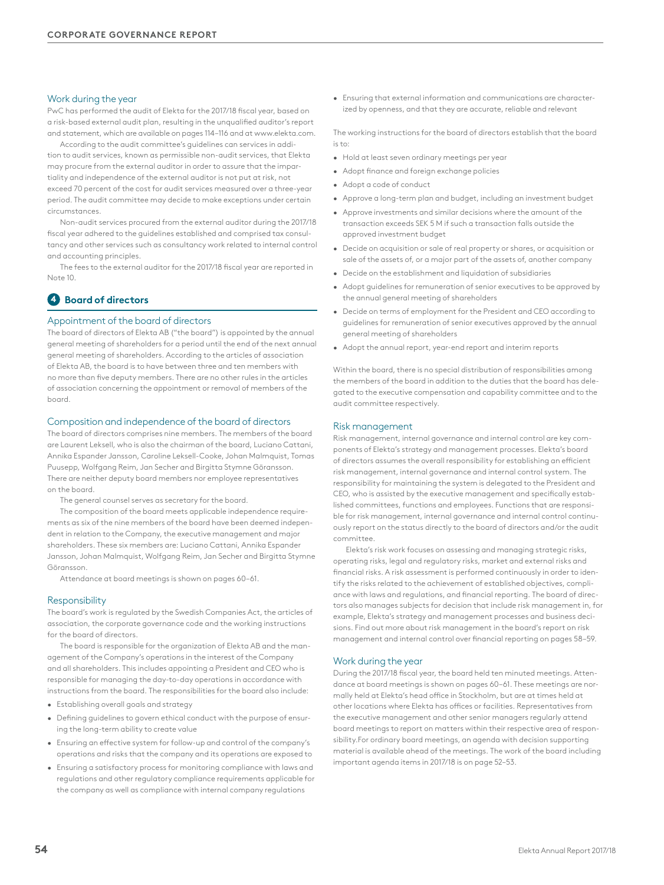### Work during the year

PwC has performed the audit of Elekta for the 2017/18 fiscal year, based on a risk-based external audit plan, resulting in the unqualified auditor's report and statement, which are available on pages 114–116 and at www.elekta.com.

According to the audit committee's guidelines can services in addition to audit services, known as permissible non-audit services, that Elekta may procure from the external auditor in order to assure that the impartiality and independence of the external auditor is not put at risk, not exceed 70 percent of the cost for audit services measured over a three-year period. The audit committee may decide to make exceptions under certain circumstances.

Non-audit services procured from the external auditor during the 2017/18 fiscal year adhered to the guidelines established and comprised tax consultancy and other services such as consultancy work related to internal control and accounting principles.

The fees to the external auditor for the 2017/18 fiscal year are reported in Note 10.

## 4 Board of directors

### Appointment of the board of directors

The board of directors of Elekta AB ("the board") is appointed by the annual general meeting of shareholders for a period until the end of the next annual general meeting of shareholders. According to the articles of association of Elekta AB, the board is to have between three and ten members with no more than five deputy members. There are no other rules in the articles of association concerning the appointment or removal of members of the board.

### Composition and independence of the board of directors

The board of directors comprises nine members. The members of the board are Laurent Leksell, who is also the chairman of the board, Luciano Cattani, Annika Espander Jansson, Caroline Leksell-Cooke, Johan Malmquist, Tomas Puusepp, Wolfgang Reim, Jan Secher and Birgitta Stymne Göransson. There are neither deputy board members nor employee representatives on the board.

The general counsel serves as secretary for the board.

The composition of the board meets applicable independence requirements as six of the nine members of the board have been deemed independent in relation to the Company, the executive management and major shareholders. These six members are: Luciano Cattani, Annika Espander Jansson, Johan Malmquist, Wolfgang Reim, Jan Secher and Birgitta Stymne Göransson.

Attendance at board meetings is shown on pages 60–61.

### Responsibility

The board's work is regulated by the Swedish Companies Act, the articles of association, the corporate governance code and the working instructions for the board of directors.

The board is responsible for the organization of Elekta AB and the management of the Company's operations in the interest of the Company and all shareholders. This includes appointing a President and CEO who is responsible for managing the day-to-day operations in accordance with instructions from the board. The responsibilities for the board also include:

- Establishing overall goals and strategy
- Defining guidelines to govern ethical conduct with the purpose of ensuring the long-term ability to create value
- Ensuring an effective system for follow-up and control of the company's operations and risks that the company and its operations are exposed to
- Ensuring a satisfactory process for monitoring compliance with laws and regulations and other regulatory compliance requirements applicable for the company as well as compliance with internal company regulations
- Ensuring that external information and communications are characterized by openness, and that they are accurate, reliable and relevant

The working instructions for the board of directors establish that the board is to:

- Hold at least seven ordinary meetings per year
- Adopt finance and foreign exchange policies
- Adopt a code of conduct
- Approve a long-term plan and budget, including an investment budget
- Approve investments and similar decisions where the amount of the transaction exceeds SEK 5 M if such a transaction falls outside the approved investment budget
- Decide on acquisition or sale of real property or shares, or acquisition or sale of the assets of, or a major part of the assets of, another company
- Decide on the establishment and liquidation of subsidiaries
- Adopt guidelines for remuneration of senior executives to be approved by the annual general meeting of shareholders
- Decide on terms of employment for the President and CEO according to guidelines for remuneration of senior executives approved by the annual general meeting of shareholders
- Adopt the annual report, year-end report and interim reports

Within the board, there is no special distribution of responsibilities among the members of the board in addition to the duties that the board has delegated to the executive compensation and capability committee and to the audit committee respectively.

### Risk management

Risk management, internal governance and internal control are key components of Elekta's strategy and management processes. Elekta's board of directors assumes the overall responsibility for establishing an efficient risk management, internal governance and internal control system. The responsibility for maintaining the system is delegated to the President and CEO, who is assisted by the executive management and specifically established committees, functions and employees. Functions that are responsible for risk management, internal governance and internal control continuously report on the status directly to the board of directors and/or the audit committee.

Elekta's risk work focuses on assessing and managing strategic risks, operating risks, legal and regulatory risks, market and external risks and financial risks. A risk assessment is performed continuously in order to identify the risks related to the achievement of established objectives, compliance with laws and regulations, and financial reporting. The board of directors also manages subjects for decision that include risk management in, for example, Elekta's strategy and management processes and business decisions. Find out more about risk management in the board's report on risk management and internal control over financial reporting on pages 58–59.

### Work during the year

During the 2017/18 fiscal year, the board held ten minuted meetings. Attendance at board meetings is shown on pages 60–61. These meetings are normally held at Elekta's head office in Stockholm, but are at times held at other locations where Elekta has offices or facilities. Representatives from the executive management and other senior managers regularly attend board meetings to report on matters within their respective area of responsibility.For ordinary board meetings, an agenda with decision supporting material is available ahead of the meetings. The work of the board including important agenda items in 2017/18 is on page 52–53.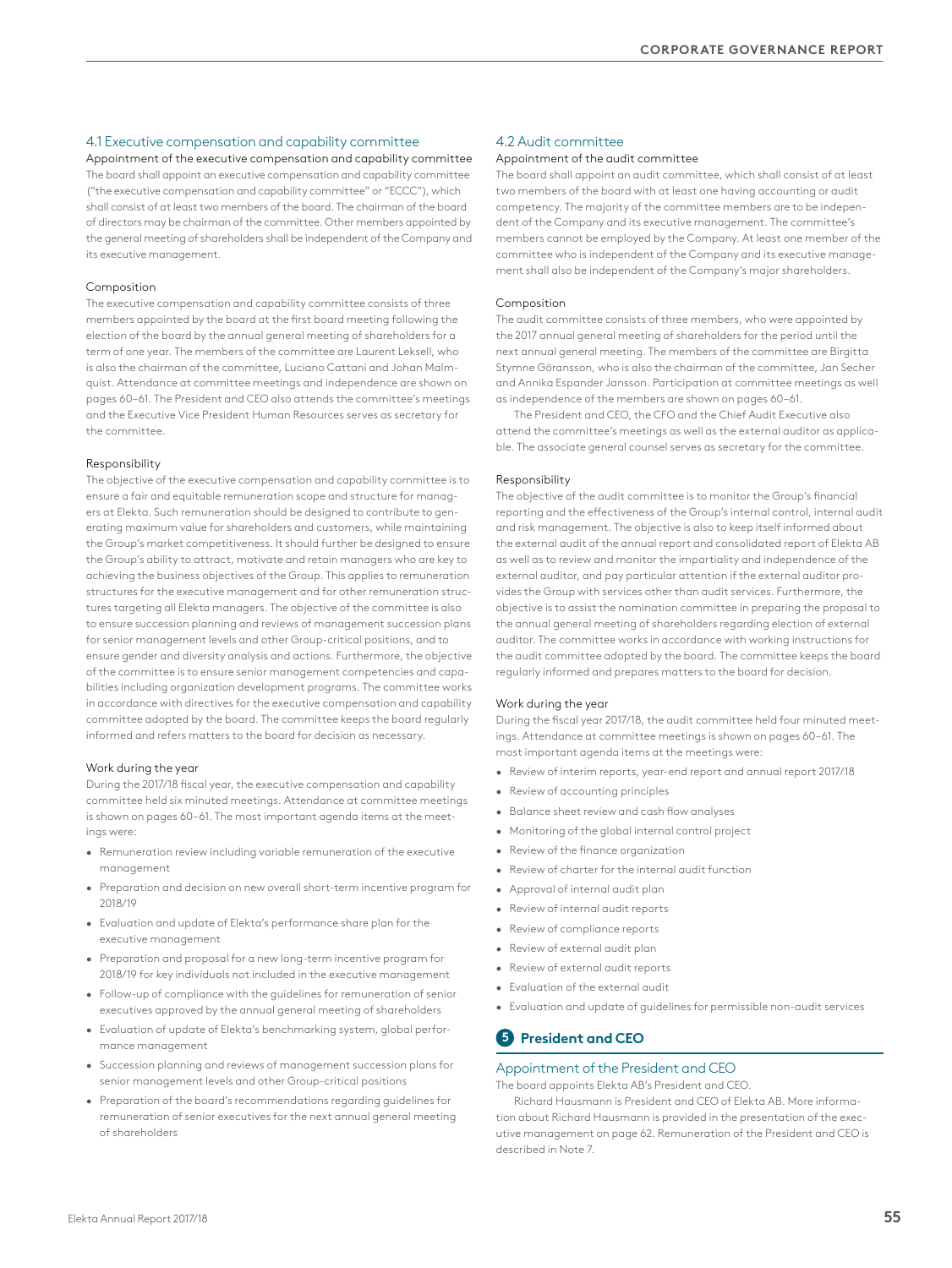### 4.1 Executive compensation and capability committee

#### Appointment of the executive compensation and capability committee

The board shall appoint an executive compensation and capability committee ("the executive compensation and capability committee" or "ECCC"), which shall consist of at least two members of the board. The chairman of the board of directors may be chairman of the committee. Other members appointed by the general meeting of shareholders shall be independent of the Company and its executive management.

#### Composition

The executive compensation and capability committee consists of three members appointed by the board at the first board meeting following the election of the board by the annual general meeting of shareholders for a term of one year. The members of the committee are Laurent Leksell, who is also the chairman of the committee, Luciano Cattani and Johan Malmquist. Attendance at committee meetings and independence are shown on pages 60–61. The President and CEO also attends the committee's meetings and the Executive Vice President Human Resources serves as secretary for the committee.

#### Responsibility

The objective of the executive compensation and capability committee is to ensure a fair and equitable remuneration scope and structure for managers at Elekta. Such remuneration should be designed to contribute to generating maximum value for shareholders and customers, while maintaining the Group's market competitiveness. It should further be designed to ensure the Group's ability to attract, motivate and retain managers who are key to achieving the business objectives of the Group. This applies to remuneration structures for the executive management and for other remuneration structures targeting all Elekta managers. The objective of the committee is also to ensure succession planning and reviews of management succession plans for senior management levels and other Group-critical positions, and to ensure gender and diversity analysis and actions. Furthermore, the objective of the committee is to ensure senior management competencies and capabilities including organization development programs. The committee works in accordance with directives for the executive compensation and capability committee adopted by the board. The committee keeps the board regularly informed and refers matters to the board for decision as necessary.

#### Work during the year

During the 2017/18 fiscal year, the executive compensation and capability committee held six minuted meetings. Attendance at committee meetings is shown on pages 60–61. The most important agenda items at the meetings were:

- Remuneration review including variable remuneration of the executive management
- Preparation and decision on new overall short-term incentive program for 2018/19
- Evaluation and update of Elekta's performance share plan for the executive management
- Preparation and proposal for a new long-term incentive program for 2018/19 for key individuals not included in the executive management
- Follow-up of compliance with the guidelines for remuneration of senior executives approved by the annual general meeting of shareholders
- Evaluation of update of Elekta's benchmarking system, global performance management
- Succession planning and reviews of management succession plans for senior management levels and other Group-critical positions
- Preparation of the board's recommendations regarding guidelines for remuneration of senior executives for the next annual general meeting of shareholders

### 4.2 Audit committee

#### Appointment of the audit committee

The board shall appoint an audit committee, which shall consist of at least two members of the board with at least one having accounting or audit competency. The majority of the committee members are to be independent of the Company and its executive management. The committee's members cannot be employed by the Company. At least one member of the committee who is independent of the Company and its executive management shall also be independent of the Company's major shareholders.

#### Composition

The audit committee consists of three members, who were appointed by the 2017 annual general meeting of shareholders for the period until the next annual general meeting. The members of the committee are Birgitta Stymne Göransson, who is also the chairman of the committee, Jan Secher and Annika Espander Jansson. Participation at committee meetings as well as independence of the members are shown on pages 60–61.

The President and CEO, the CFO and the Chief Audit Executive also attend the committee's meetings as well as the external auditor as applicable. The associate general counsel serves as secretary for the committee.

#### Responsibility

The objective of the audit committee is to monitor the Group's financial reporting and the effectiveness of the Group's internal control, internal audit and risk management. The objective is also to keep itself informed about the external audit of the annual report and consolidated report of Elekta AB as well as to review and monitor the impartiality and independence of the external auditor, and pay particular attention if the external auditor provides the Group with services other than audit services. Furthermore, the objective is to assist the nomination committee in preparing the proposal to the annual general meeting of shareholders regarding election of external auditor. The committee works in accordance with working instructions for the audit committee adopted by the board. The committee keeps the board regularly informed and prepares matters to the board for decision.

#### Work during the year

During the fiscal year 2017/18, the audit committee held four minuted meetings. Attendance at committee meetings is shown on pages 60–61. The most important agenda items at the meetings were:

- Review of interim reports, year-end report and annual report 2017/18
- Review of accounting principles
- Balance sheet review and cash flow analyses
- Monitoring of the global internal control project
- Review of the finance organization
- Review of charter for the internal audit function
- Approval of internal audit plan
- Review of internal audit reports
- Review of compliance reports
- Review of external audit plan
- Review of external audit reports
- Evaluation of the external audit
- Evaluation and update of guidelines for permissible non-audit services

## 5 President and CEO

### Appointment of the President and CEO

The board appoints Elekta AB's President and CEO.

Richard Hausmann is President and CEO of Elekta AB. More information about Richard Hausmann is provided in the presentation of the executive management on page 62. Remuneration of the President and CEO is described in Note 7.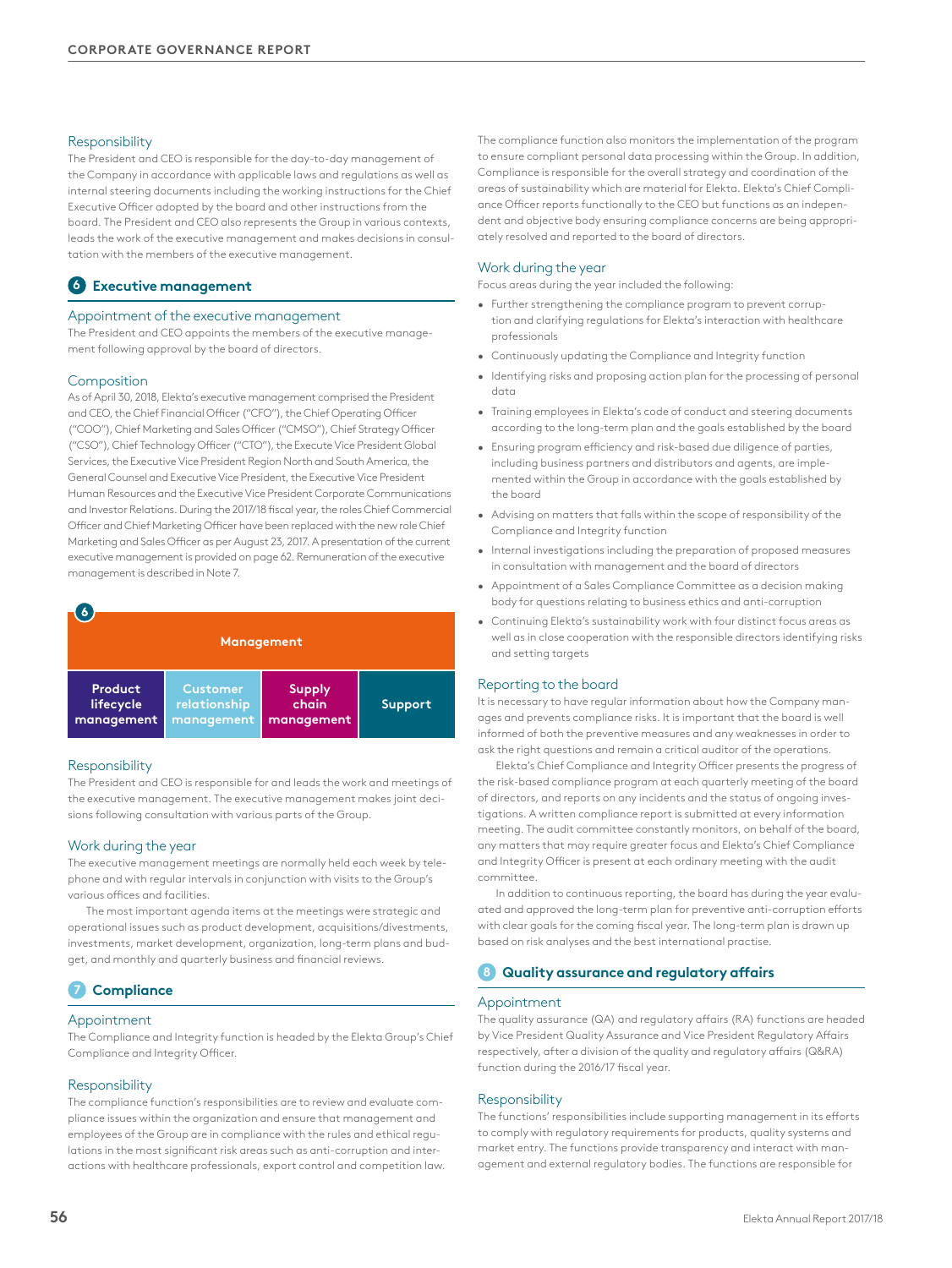### Responsibility

The President and CEO is responsible for the day-to-day management of the Company in accordance with applicable laws and regulations as well as internal steering documents including the working instructions for the Chief Executive Officer adopted by the board and other instructions from the board. The President and CEO also represents the Group in various contexts, leads the work of the executive management and makes decisions in consultation with the members of the executive management.

## 6 Executive management

### Appointment of the executive management

The President and CEO appoints the members of the executive management following approval by the board of directors.

### Composition

As of April 30, 2018, Elekta's executive management comprised the President and CEO, the Chief Financial Officer ("CFO"), the Chief Operating Officer ("COO"), Chief Marketing and Sales Officer ("CMSO"), Chief Strategy Officer ("CSO"), Chief Technology Officer ("CTO"), the Execute Vice President Global Services, the Executive Vice President Region North and South America, the General Counsel and Executive Vice President, the Executive Vice President Human Resources and the Executive Vice President Corporate Communications and Investor Relations. During the 2017/18 fiscal year, the roles Chief Commercial Officer and Chief Marketing Officer have been replaced with the new role Chief Marketing and Sales Officer as per August 23, 2017. A presentation of the current executive management is provided on page 62. Remuneration of the executive management is described in Note 7.

6

| Management | | | |
|---|---|---|---|
| Product lifecycle management | Customer relationship management | Supply chain management | Support |

### Responsibility

The President and CEO is responsible for and leads the work and meetings of the executive management. The executive management makes joint decisions following consultation with various parts of the Group.

### Work during the year

The executive management meetings are normally held each week by telephone and with regular intervals in conjunction with visits to the Group's various offices and facilities.

The most important agenda items at the meetings were strategic and operational issues such as product development, acquisitions/divestments, investments, market development, organization, long-term plans and budget, and monthly and quarterly business and financial reviews.

## 7 Compliance

### Appointment

The Compliance and Integrity function is headed by the Elekta Group's Chief Compliance and Integrity Officer.

### Responsibility

The compliance function's responsibilities are to review and evaluate compliance issues within the organization and ensure that management and employees of the Group are in compliance with the rules and ethical regulations in the most significant risk areas such as anti-corruption and interactions with healthcare professionals, export control and competition law.

The compliance function also monitors the implementation of the program to ensure compliant personal data processing within the Group. In addition, Compliance is responsible for the overall strategy and coordination of the areas of sustainability which are material for Elekta. Elekta's Chief Compliance Officer reports functionally to the CEO but functions as an independent and objective body ensuring compliance concerns are being appropriately resolved and reported to the board of directors.

### Work during the year

Focus areas during the year included the following:

- Further strengthening the compliance program to prevent corruption and clarifying regulations for Elekta's interaction with healthcare professionals
- Continuously updating the Compliance and Integrity function
- Identifying risks and proposing action plan for the processing of personal data
- Training employees in Elekta's code of conduct and steering documents according to the long-term plan and the goals established by the board
- Ensuring program efficiency and risk-based due diligence of parties, including business partners and distributors and agents, are implemented within the Group in accordance with the goals established by the board
- Advising on matters that falls within the scope of responsibility of the Compliance and Integrity function
- Internal investigations including the preparation of proposed measures in consultation with management and the board of directors
- Appointment of a Sales Compliance Committee as a decision making body for questions relating to business ethics and anti-corruption
- Continuing Elekta's sustainability work with four distinct focus areas as well as in close cooperation with the responsible directors identifying risks and setting targets

### Reporting to the board

It is necessary to have regular information about how the Company manages and prevents compliance risks. It is important that the board is well informed of both the preventive measures and any weaknesses in order to ask the right questions and remain a critical auditor of the operations.

Elekta's Chief Compliance and Integrity Officer presents the progress of the risk-based compliance program at each quarterly meeting of the board of directors, and reports on any incidents and the status of ongoing investigations. A written compliance report is submitted at every information meeting. The audit committee constantly monitors, on behalf of the board, any matters that may require greater focus and Elekta's Chief Compliance and Integrity Officer is present at each ordinary meeting with the audit committee.

In addition to continuous reporting, the board has during the year evaluated and approved the long-term plan for preventive anti-corruption efforts with clear goals for the coming fiscal year. The long-term plan is drawn up based on risk analyses and the best international practise.

## 8 Quality assurance and regulatory affairs

### Appointment

The quality assurance (QA) and regulatory affairs (RA) functions are headed by Vice President Quality Assurance and Vice President Regulatory Affairs respectively, after a division of the quality and regulatory affairs (Q&RA) function during the 2016/17 fiscal year.

### Responsibility

The functions' responsibilities include supporting management in its efforts to comply with regulatory requirements for products, quality systems and market entry. The functions provide transparency and interact with management and external regulatory bodies. The functions are responsible for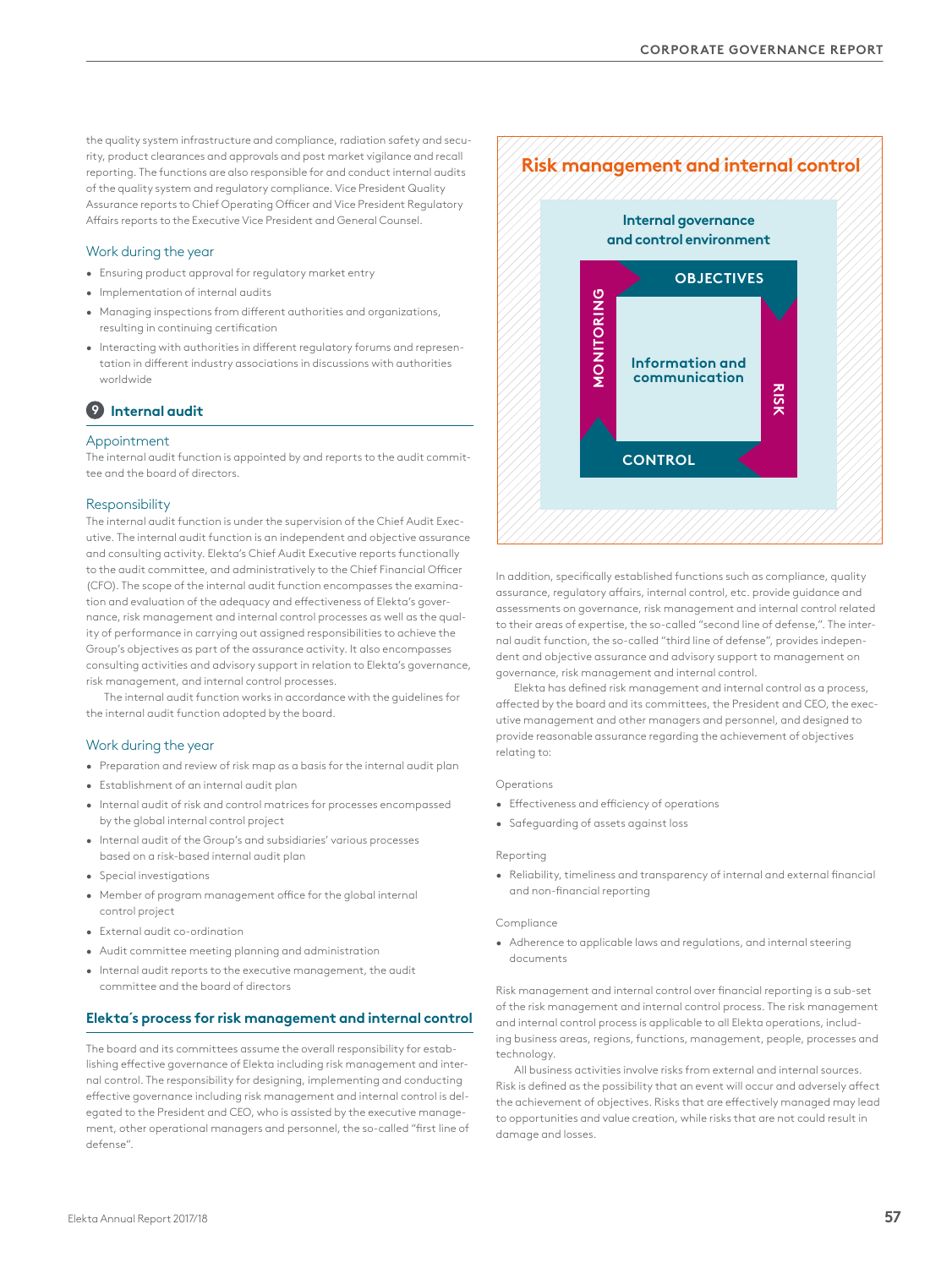the quality system infrastructure and compliance, radiation safety and security, product clearances and approvals and post market vigilance and recall reporting. The functions are also responsible for and conduct internal audits of the quality system and regulatory compliance. Vice President Quality Assurance reports to Chief Operating Officer and Vice President Regulatory Affairs reports to the Executive Vice President and General Counsel.

### Work during the year

- Ensuring product approval for regulatory market entry
- Implementation of internal audits
- Managing inspections from different authorities and organizations, resulting in continuing certification
- Interacting with authorities in different regulatory forums and representation in different industry associations in discussions with authorities worldwide

## 9 Internal audit

### Appointment

The internal audit function is appointed by and reports to the audit committee and the board of directors.

### Responsibility

The internal audit function is under the supervision of the Chief Audit Executive. The internal audit function is an independent and objective assurance and consulting activity. Elekta's Chief Audit Executive reports functionally to the audit committee, and administratively to the Chief Financial Officer (CFO). The scope of the internal audit function encompasses the examination and evaluation of the adequacy and effectiveness of Elekta's governance, risk management and internal control processes as well as the quality of performance in carrying out assigned responsibilities to achieve the Group's objectives as part of the assurance activity. It also encompasses consulting activities and advisory support in relation to Elekta's governance, risk management, and internal control processes.

The internal audit function works in accordance with the guidelines for the internal audit function adopted by the board.

### Work during the year

- Preparation and review of risk map as a basis for the internal audit plan
- Establishment of an internal audit plan
- Internal audit of risk and control matrices for processes encompassed by the global internal control project
- Internal audit of the Group's and subsidiaries' various processes based on a risk-based internal audit plan
- Special investigations
- Member of program management office for the global internal control project
- External audit co-ordination
- Audit committee meeting planning and administration
- Internal audit reports to the executive management, the audit committee and the board of directors

## Elekta´s process for risk management and internal control

The board and its committees assume the overall responsibility for establishing effective governance of Elekta including risk management and internal control. The responsibility for designing, implementing and conducting effective governance including risk management and internal control is delegated to the President and CEO, who is assisted by the executive management, other operational managers and personnel, the so-called "first line of defense".

**Risk management and internal control**

Internal governance and control environment

OBJECTIVES

RISK

CONTROL

MONITORING

Information and communication

In addition, specifically established functions such as compliance, quality assurance, regulatory affairs, internal control, etc. provide guidance and assessments on governance, risk management and internal control related to their areas of expertise, the so-called "second line of defense,". The internal audit function, the so-called "third line of defense", provides independent and objective assurance and advisory support to management on governance, risk management and internal control.

Elekta has defined risk management and internal control as a process, affected by the board and its committees, the President and CEO, the executive management and other managers and personnel, and designed to provide reasonable assurance regarding the achievement of objectives relating to:

Operations

- Effectiveness and efficiency of operations
- Safeguarding of assets against loss

Reporting

- Reliability, timeliness and transparency of internal and external financial and non-financial reporting

Compliance

- Adherence to applicable laws and regulations, and internal steering documents

Risk management and internal control over financial reporting is a sub-set of the risk management and internal control process. The risk management and internal control process is applicable to all Elekta operations, including business areas, regions, functions, management, people, processes and technology.

All business activities involve risks from external and internal sources. Risk is defined as the possibility that an event will occur and adversely affect the achievement of objectives. Risks that are effectively managed may lead to opportunities and value creation, while risks that are not could result in damage and losses.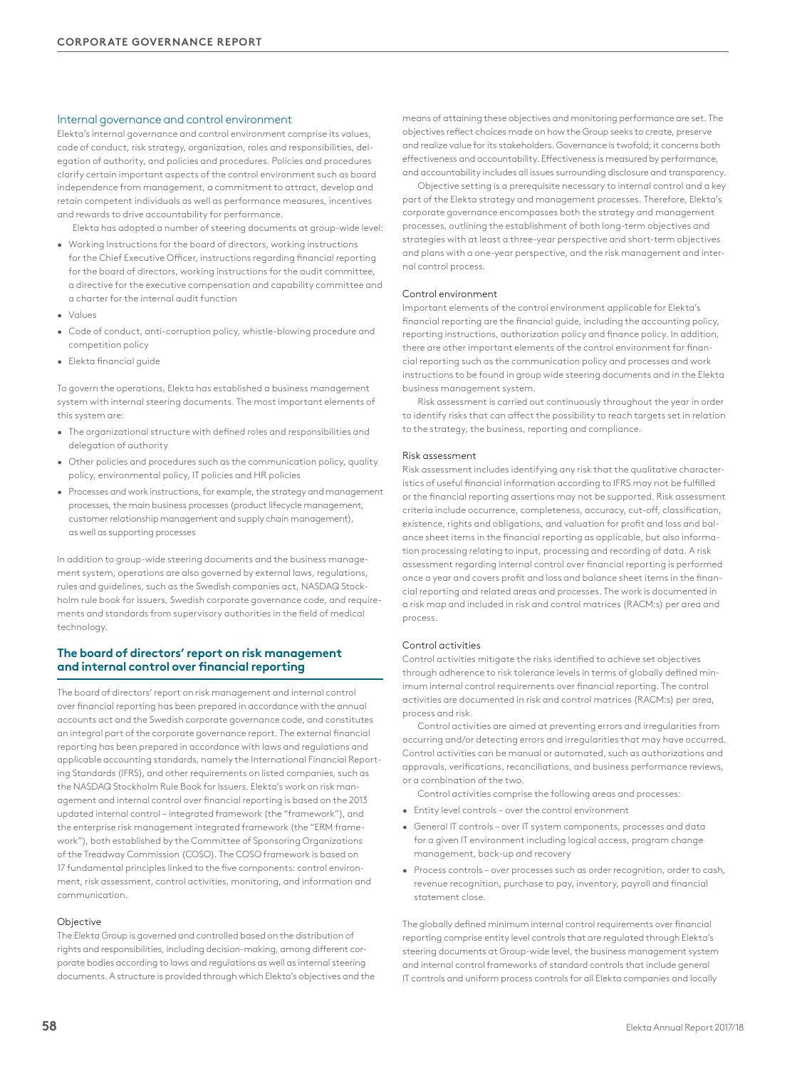### Internal governance and control environment

Elekta's internal governance and control environment comprise its values, code of conduct, risk strategy, organization, roles and responsibilities, delegation of authority, and policies and procedures. Policies and procedures clarify certain important aspects of the control environment such as board independence from management, a commitment to attract, develop and retain competent individuals as well as performance measures, incentives and rewards to drive accountability for performance.

Elekta has adopted a number of steering documents at group-wide level:

- Working Instructions for the board of directors, working instructions for the Chief Executive Officer, instructions regarding financial reporting for the board of directors, working instructions for the audit committee, a directive for the executive compensation and capability committee and a charter for the internal audit function
- Values
- Code of conduct, anti-corruption policy, whistle-blowing procedure and competition policy
- Elekta financial guide

To govern the operations, Elekta has established a business management system with internal steering documents. The most important elements of this system are:

- The organizational structure with defined roles and responsibilities and delegation of authority
- Other policies and procedures such as the communication policy, quality policy, environmental policy, IT policies and HR policies
- Processes and work instructions, for example, the strategy and management processes, the main business processes (product lifecycle management, customer relationship management and supply chain management), as well as supporting processes

In addition to group-wide steering documents and the business management system, operations are also governed by external laws, regulations, rules and guidelines, such as the Swedish companies act, NASDAQ Stockholm rule book for issuers, Swedish corporate governance code, and requirements and standards from supervisory authorities in the field of medical technology.

## The board of directors' report on risk management and internal control over financial reporting

The board of directors' report on risk management and internal control over financial reporting has been prepared in accordance with the annual accounts act and the Swedish corporate governance code, and constitutes an integral part of the corporate governance report. The external financial reporting has been prepared in accordance with laws and regulations and applicable accounting standards, namely the International Financial Reporting Standards (IFRS), and other requirements on listed companies, such as the NASDAQ Stockholm Rule Book for Issuers. Elekta's work on risk management and internal control over financial reporting is based on the 2013 updated internal control – integrated framework (the "framework"), and the enterprise risk management integrated framework (the "ERM framework"), both established by the Committee of Sponsoring Organizations of the Treadway Commission (COSO). The COSO framework is based on 17 fundamental principles linked to the five components: control environment, risk assessment, control activities, monitoring, and information and communication.

### Objective

The Elekta Group is governed and controlled based on the distribution of rights and responsibilities, including decision-making, among different corporate bodies according to laws and regulations as well as internal steering documents. A structure is provided through which Elekta's objectives and the means of attaining these objectives and monitoring performance are set. The objectives reflect choices made on how the Group seeks to create, preserve and realize value for its stakeholders. Governance is twofold; it concerns both effectiveness and accountability. Effectiveness is measured by performance, and accountability includes all issues surrounding disclosure and transparency.

Objective setting is a prerequisite necessary to internal control and a key part of the Elekta strategy and management processes. Therefore, Elekta's corporate governance encompasses both the strategy and management processes, outlining the establishment of both long-term objectives and strategies with at least a three-year perspective and short-term objectives and plans with a one-year perspective, and the risk management and internal control process.

### Control environment

Important elements of the control environment applicable for Elekta's financial reporting are the financial guide, including the accounting policy, reporting instructions, authorization policy and finance policy. In addition, there are other important elements of the control environment for financial reporting such as the communication policy and processes and work instructions to be found in group wide steering documents and in the Elekta business management system.

Risk assessment is carried out continuously throughout the year in order to identify risks that can affect the possibility to reach targets set in relation to the strategy, the business, reporting and compliance.

### Risk assessment

Risk assessment includes identifying any risk that the qualitative characteristics of useful financial information according to IFRS may not be fulfilled or the financial reporting assertions may not be supported. Risk assessment criteria include occurrence, completeness, accuracy, cut-off, classification, existence, rights and obligations, and valuation for profit and loss and balance sheet items in the financial reporting as applicable, but also information processing relating to input, processing and recording of data. A risk assessment regarding internal control over financial reporting is performed once a year and covers profit and loss and balance sheet items in the financial reporting and related areas and processes. The work is documented in a risk map and included in risk and control matrices (RACM:s) per area and process.

### Control activities

Control activities mitigate the risks identified to achieve set objectives through adherence to risk tolerance levels in terms of globally defined minimum internal control requirements over financial reporting. The control activities are documented in risk and control matrices (RACM:s) per area, process and risk.

Control activities are aimed at preventing errors and irregularities from occurring and/or detecting errors and irregularities that may have occurred. Control activities can be manual or automated, such as authorizations and approvals, verifications, reconciliations, and business performance reviews, or a combination of the two.

Control activities comprise the following areas and processes:

- Entity level controls – over the control environment
- General IT controls – over IT system components, processes and data for a given IT environment including logical access, program change management, back-up and recovery
- Process controls – over processes such as order recognition, order to cash, revenue recognition, purchase to pay, inventory, payroll and financial statement close.

The globally defined minimum internal control requirements over financial reporting comprise entity level controls that are regulated through Elekta's steering documents at Group-wide level, the business management system and internal control frameworks of standard controls that include general IT controls and uniform process controls for all Elekta companies and locally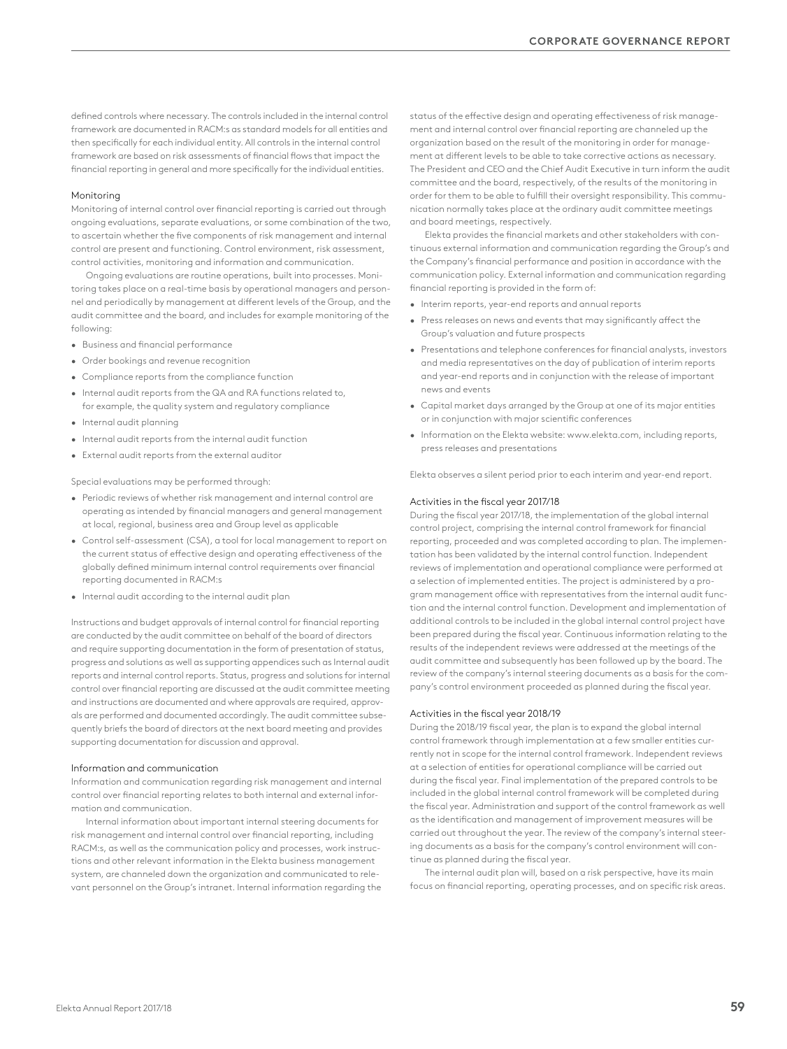defined controls where necessary. The controls included in the internal control framework are documented in RACM:s as standard models for all entities and then specifically for each individual entity. All controls in the internal control framework are based on risk assessments of financial flows that impact the financial reporting in general and more specifically for the individual entities.

### Monitoring

Monitoring of internal control over financial reporting is carried out through ongoing evaluations, separate evaluations, or some combination of the two, to ascertain whether the five components of risk management and internal control are present and functioning. Control environment, risk assessment, control activities, monitoring and information and communication.

Ongoing evaluations are routine operations, built into processes. Monitoring takes place on a real-time basis by operational managers and personnel and periodically by management at different levels of the Group, and the audit committee and the board, and includes for example monitoring of the following:

- Business and financial performance
- Order bookings and revenue recognition
- Compliance reports from the compliance function
- Internal audit reports from the QA and RA functions related to, for example, the quality system and regulatory compliance
- Internal audit planning
- Internal audit reports from the internal audit function
- External audit reports from the external auditor

Special evaluations may be performed through:

- Periodic reviews of whether risk management and internal control are operating as intended by financial managers and general management at local, regional, business area and Group level as applicable
- Control self-assessment (CSA), a tool for local management to report on the current status of effective design and operating effectiveness of the globally defined minimum internal control requirements over financial reporting documented in RACM:s
- Internal audit according to the internal audit plan

Instructions and budget approvals of internal control for financial reporting are conducted by the audit committee on behalf of the board of directors and require supporting documentation in the form of presentation of status, progress and solutions as well as supporting appendices such as Internal audit reports and internal control reports. Status, progress and solutions for internal control over financial reporting are discussed at the audit committee meeting and instructions are documented and where approvals are required, approvals are performed and documented accordingly. The audit committee subsequently briefs the board of directors at the next board meeting and provides supporting documentation for discussion and approval.

### Information and communication

Information and communication regarding risk management and internal control over financial reporting relates to both internal and external information and communication.

Internal information about important internal steering documents for risk management and internal control over financial reporting, including RACM:s, as well as the communication policy and processes, work instructions and other relevant information in the Elekta business management system, are channeled down the organization and communicated to relevant personnel on the Group's intranet. Internal information regarding the status of the effective design and operating effectiveness of risk management and internal control over financial reporting are channeled up the organization based on the result of the monitoring in order for management at different levels to be able to take corrective actions as necessary. The President and CEO and the Chief Audit Executive in turn inform the audit committee and the board, respectively, of the results of the monitoring in order for them to be able to fulfill their oversight responsibility. This communication normally takes place at the ordinary audit committee meetings and board meetings, respectively.

Elekta provides the financial markets and other stakeholders with continuous external information and communication regarding the Group's and the Company's financial performance and position in accordance with the communication policy. External information and communication regarding financial reporting is provided in the form of:

- Interim reports, year-end reports and annual reports
- Press releases on news and events that may significantly affect the Group's valuation and future prospects
- Presentations and telephone conferences for financial analysts, investors and media representatives on the day of publication of interim reports and year-end reports and in conjunction with the release of important news and events
- Capital market days arranged by the Group at one of its major entities or in conjunction with major scientific conferences
- Information on the Elekta website: www.elekta.com, including reports, press releases and presentations

Elekta observes a silent period prior to each interim and year-end report.

### Activities in the fiscal year 2017/18

During the fiscal year 2017/18, the implementation of the global internal control project, comprising the internal control framework for financial reporting, proceeded and was completed according to plan. The implementation has been validated by the internal control function. Independent reviews of implementation and operational compliance were performed at a selection of implemented entities. The project is administered by a program management office with representatives from the internal audit function and the internal control function. Development and implementation of additional controls to be included in the global internal control project have been prepared during the fiscal year. Continuous information relating to the results of the independent reviews were addressed at the meetings of the audit committee and subsequently has been followed up by the board. The review of the company's internal steering documents as a basis for the company's control environment proceeded as planned during the fiscal year.

### Activities in the fiscal year 2018/19

During the 2018/19 fiscal year, the plan is to expand the global internal control framework through implementation at a few smaller entities currently not in scope for the internal control framework. Independent reviews at a selection of entities for operational compliance will be carried out during the fiscal year. Final implementation of the prepared controls to be included in the global internal control framework will be completed during the fiscal year. Administration and support of the control framework as well as the identification and management of improvement measures will be carried out throughout the year. The review of the company's internal steering documents as a basis for the company's control environment will continue as planned during the fiscal year.

The internal audit plan will, based on a risk perspective, have its main focus on financial reporting, operating processes, and on specific risk areas.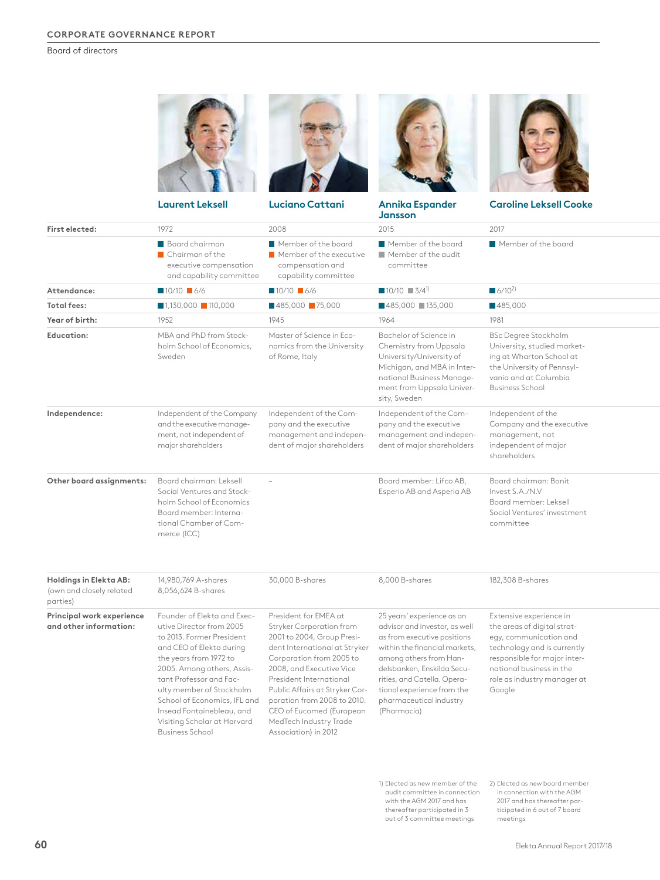# CORPORATE GOVERNANCE REPORT

Board of directors

| | Laurent Leksell | Luciano Cattani | Annika Espander Jansson | Caroline Leksell Cooke |
|---|---|---|---|---|
| **First elected:** | 1972 | 2008 | 2015 | 2017 |
| | Board chairman; Chairman of the executive compensation and capability committee | Member of the board; Member of the executive compensation and capability committee | Member of the board; Member of the audit committee | Member of the board |
| **Attendance:** | 10/10 6/6 | 10/10 6/6 | 10/10 3/4[1] | 6/10[2] |
| **Total fees:** | 1,130,000 110,000 | 485,000 75,000 | 485,000 135,000 | 485,000 |
| **Year of birth:** | 1952 | 1945 | 1964 | 1981 |
| **Education:** | MBA and PhD from Stockholm School of Economics, Sweden | Master of Science in Economics from the University of Rome, Italy | Bachelor of Science in Chemistry from Uppsala University/University of Michigan, and MBA in International Business Management from Uppsala University, Sweden | BSc Degree Stockholm University, studied marketing at Wharton School at the University of Pennsylvania and at Columbia Business School |
| **Independence:** | Independent of the Company and the executive management, not independent of major shareholders | Independent of the Company and the executive management and independent of major shareholders | Independent of the Company and the executive management and independent of major shareholders | Independent of the Company and the executive management, not independent of major shareholders |
| **Other board assignments:** | Board chairman: Leksell Social Ventures and Stockholm School of Economics Board member: International Chamber of Commerce (ICC) | – | Board member: Lifco AB, Esperio AB and Asperia AB | Board chairman: Bonit Invest S.A./N.V Board member: Leksell Social Ventures' investment committee |
| **Holdings in Elekta AB:** (own and closely related parties) | 14,980,769 A-shares 8,056,624 B-shares | 30,000 B-shares | 8,000 B-shares | 182,308 B-shares |
| **Principal work experience and other information:** | Founder of Elekta and Executive Director from 2005 to 2013. Former President and CEO of Elekta during the years from 1972 to 2005. Among others, Assistant Professor and Faculty member of Stockholm School of Economics, IFL and Insead Fontainebleau, and Visiting Scholar at Harvard Business School | President for EMEA at Stryker Corporation from 2001 to 2004, Group President International at Stryker Corporation from 2005 to 2008, and Executive Vice President International Public Affairs at Stryker Corporation from 2008 to 2010. CEO of Eucomed (European MedTech Industry Trade Association) in 2012 | 25 years' experience as an advisor and investor, as well as from executive positions within the financial markets, among others from Handelsbanken, Enskilda Securities, and Catella. Operational experience from the pharmaceutical industry (Pharmacia) | Extensive experience in the areas of digital strategy, communication and technology and is currently responsible for major international business in the role as industry manager at Google |

1) Elected as new member of the audit committee in connection with the AGM 2017 and has thereafter participated in 3 out of 3 committee meetings

2) Elected as new board member in connection with the AGM 2017 and has thereafter participated in 6 out of 7 board meetings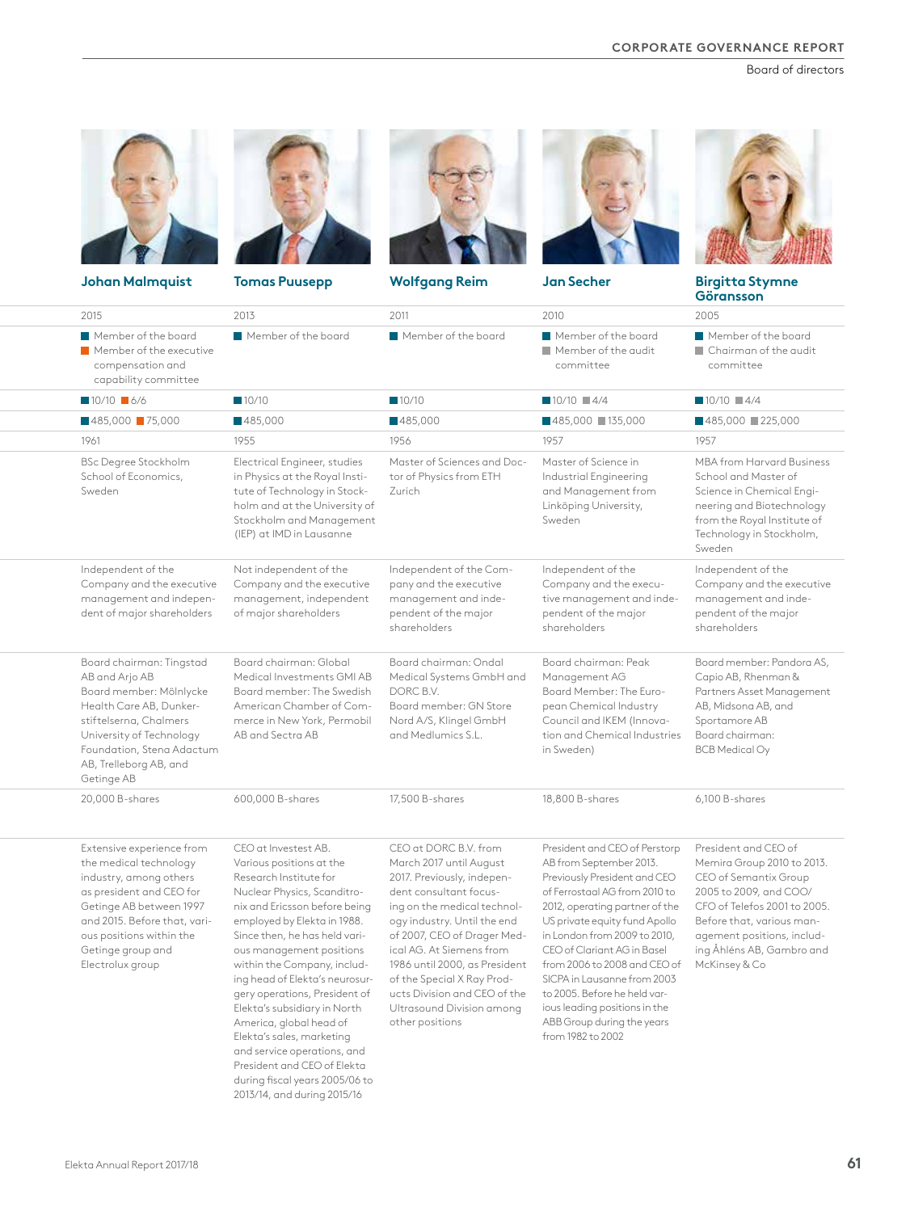# Board of directors

| Johan Malmquist | Tomas Puusepp | Wolfgang Reim | Jan Secher | Birgitta Stymne Göransson |
|---|---|---|---|---|
| 2015 | 2013 | 2011 | 2010 | 2005 |
| ■ Member of the board<br>■ Member of the executive compensation and capability committee | ■ Member of the board | ■ Member of the board | ■ Member of the board<br>■ Member of the audit committee | ■ Member of the board<br>■ Chairman of the audit committee |
| ■10/10 ■6/6 | ■10/10 | ■10/10 | ■10/10 ■4/4 | ■10/10 ■4/4 |
| ■485,000 ■75,000 | ■485,000 | ■485,000 | ■485,000 ■135,000 | ■485,000 ■225,000 |
| 1961 | 1955 | 1956 | 1957 | 1957 |
| BSc Degree Stockholm School of Economics, Sweden | Electrical Engineer, studies in Physics at the Royal Institute of Technology in Stockholm and at the University of Stockholm and Management (IEP) at IMD in Lausanne | Master of Sciences and Doctor of Physics from ETH Zurich | Master of Science in Industrial Engineering and Management from Linköping University, Sweden | MBA from Harvard Business School and Master of Science in Chemical Engineering and Biotechnology from the Royal Institute of Technology in Stockholm, Sweden |
| Independent of the Company and the executive management and independent of major shareholders | Not independent of the Company and the executive management, independent of major shareholders | Independent of the Company and the executive management and independent of the major shareholders | Independent of the Company and the executive management and independent of the major shareholders | Independent of the Company and the executive management and independent of the major shareholders |
| Board chairman: Tingstad AB and Arjo AB<br>Board member: Mölnlycke Health Care AB, Dunkerstiftelserna, Chalmers University of Technology Foundation, Stena Adactum AB, Trelleborg AB, and Getinge AB | Board chairman: Global Medical Investments GMI AB<br>Board member: The Swedish American Chamber of Commerce in New York, Permobil AB and Sectra AB | Board chairman: Ondal Medical Systems GmbH and DORC B.V.<br>Board member: GN Store Nord A/S, Klingel GmbH and Medlumics S.L. | Board chairman: Peak Management AG<br>Board Member: The European Chemical Industry Council and IKEM (Innovation and Chemical Industries in Sweden) | Board member: Pandora AS, Capio AB, Rhenman & Partners Asset Management AB, Midsona AB, and Sportamore AB<br>Board chairman: BCB Medical Oy |
| 20,000 B-shares | 600,000 B-shares | 17,500 B-shares | 18,800 B-shares | 6,100 B-shares |
| Extensive experience from the medical technology industry, among others as president and CEO for Getinge AB between 1997 and 2015. Before that, various positions within the Getinge group and Electrolux group | CEO at Investest AB. Various positions at the Research Institute for Nuclear Physics, Scanditronix and Ericsson before being employed by Elekta in 1988. Since then, he has held various management positions within the Company, including head of Elekta's neurosurgery operations, President of Elekta's subsidiary in North America, global head of Elekta's sales, marketing and service operations, and President and CEO of Elekta during fiscal years 2005/06 to 2013/14, and during 2015/16 | CEO at DORC B.V. from March 2017 until August 2017. Previously, independent consultant focusing on the medical technology industry. Until the end of 2007, CEO of Drager Medical AG. At Siemens from 1986 until 2000, as President of the Special X Ray Products Division and CEO of the Ultrasound Division among other positions | President and CEO of Perstorp AB from September 2013. Previously President and CEO of Ferrostaal AG from 2010 to 2012, operating partner of the US private equity fund Apollo in London from 2009 to 2010, CEO of Clariant AG in Basel from 2006 to 2008 and CEO of SICPA in Lausanne from 2003 to 2005. Before he held various leading positions in the ABB Group during the years from 1982 to 2002 | President and CEO of Memira Group 2010 to 2013. CEO of Semantix Group 2005 to 2009, and COO/CFO of Telefos 2001 to 2005. Before that, various management positions, including Åhléns AB, Gambro and McKinsey & Co |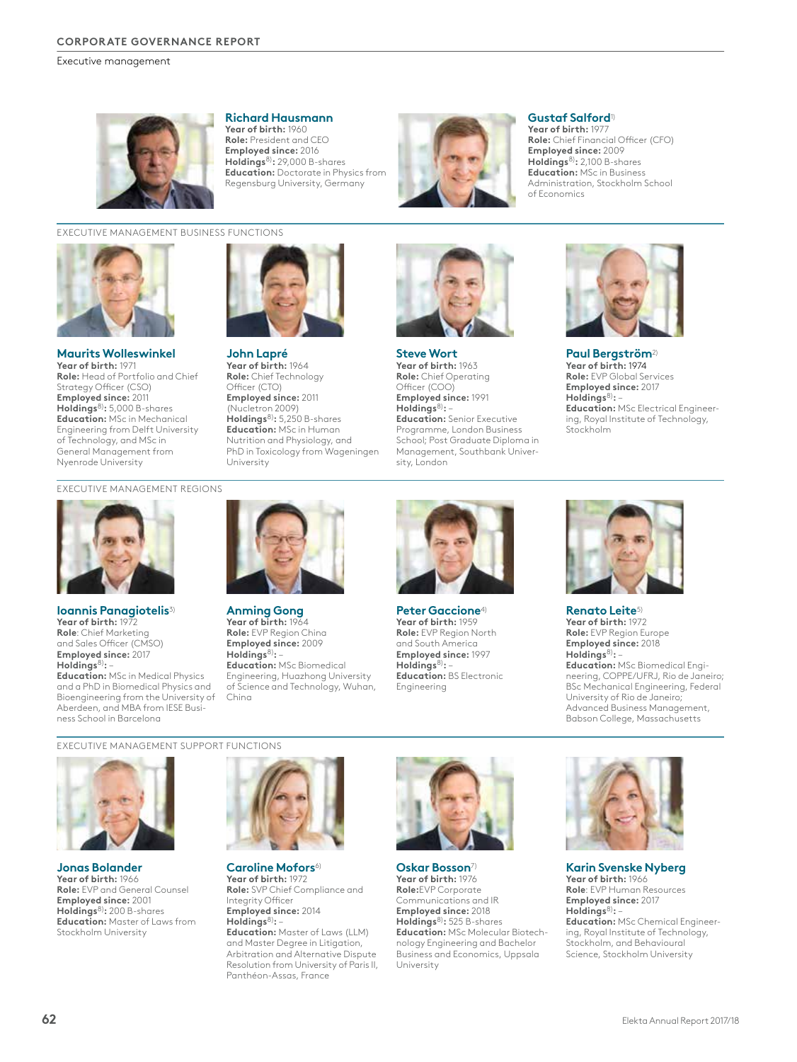# CORPORATE GOVERNANCE REPORT

Executive management

### Richard Hausmann
**Year of birth:** 1960
**Role:** President and CEO
**Employed since:** 2016
**Holdings**[8]**:** 29,000 B-shares
**Education:** Doctorate in Physics from Regensburg University, Germany

### Gustaf Salford[1]
**Year of birth:** 1977
**Role:** Chief Financial Officer (CFO)
**Employed since:** 2009
**Holdings**[8]**:** 2,100 B-shares
**Education:** MSc in Business Administration, Stockholm School of Economics

## EXECUTIVE MANAGEMENT BUSINESS FUNCTIONS

### Maurits Wolleswinkel
**Year of birth:** 1971
**Role:** Head of Portfolio and Chief Strategy Officer (CSO)
**Employed since:** 2011
**Holdings**[8]**:** 5,000 B-shares
**Education:** MSc in Mechanical Engineering from Delft University of Technology, and MSc in General Management from Nyenrode University

### John Lapré
**Year of birth:** 1964
**Role:** Chief Technology Officer (CTO)
**Employed since:** 2011 (Nucletron 2009)
**Holdings**[8]**:** 5,250 B-shares
**Education:** MSc in Human Nutrition and Physiology, and PhD in Toxicology from Wageningen University

### Steve Wort
**Year of birth:** 1963
**Role:** Chief Operating Officer (COO)
**Employed since:** 1991
**Holdings**[8]**:** –
**Education:** Senior Executive Programme, London Business School; Post Graduate Diploma in Management, Southbank University, London

### Paul Bergström[2]
**Year of birth:** 1974
**Role:** EVP Global Services
**Employed since:** 2017
**Holdings**[8]**:** –
**Education:** MSc Electrical Engineering, Royal Institute of Technology, Stockholm

## EXECUTIVE MANAGEMENT REGIONS

### Ioannis Panagiotelis[3]
**Year of birth:** 1972
**Role**: Chief Marketing and Sales Officer (CMSO)
**Employed since:** 2017
**Holdings**[8]**:** –
**Education:** MSc in Medical Physics and a PhD in Biomedical Physics and Bioengineering from the University of Aberdeen, and MBA from IESE Business School in Barcelona

### Anming Gong
**Year of birth:** 1964
**Role:** EVP Region China
**Employed since:** 2009
**Holdings**[8]**:** –
**Education:** MSc Biomedical Engineering, Huazhong University of Science and Technology, Wuhan, China

### Peter Gaccione[4]
**Year of birth:** 1959
**Role:** EVP Region North and South America
**Employed since:** 1997
**Holdings**[8]**:** –
**Education:** BS Electronic Engineering

### Renato Leite[5]
**Year of birth:** 1972
**Role:** EVP Region Europe
**Employed since:** 2018
**Holdings**[8]**:** –
**Education:** MSc Biomedical Engineering, COPPE/UFRJ, Rio de Janeiro; BSc Mechanical Engineering, Federal University of Rio de Janeiro; Advanced Business Management, Babson College, Massachusetts

## EXECUTIVE MANAGEMENT SUPPORT FUNCTIONS

### Jonas Bolander
**Year of birth:** 1966
**Role:** EVP and General Counsel
**Employed since:** 2001
**Holdings**[8]**:** 200 B-shares
**Education:** Master of Laws from Stockholm University

### Caroline Mofors[6]
**Year of birth:** 1972
**Role:** SVP Chief Compliance and Integrity Officer
**Employed since:** 2014
**Holdings**[8]**:** –
**Education:** Master of Laws (LLM) and Master Degree in Litigation, Arbitration and Alternative Dispute Resolution from University of Paris II, Panthéon-Assas, France

### Oskar Bosson[7]
**Year of birth:** 1976
**Role:** EVP Corporate Communications and IR
**Employed since:** 2018
**Holdings**[8]**:** 525 B-shares
**Education:** MSc Molecular Biotechnology Engineering and Bachelor Business and Economics, Uppsala University

### Karin Svenske Nyberg
**Year of birth:** 1966
**Role**: EVP Human Resources
**Employed since:** 2017
**Holdings**[8]**:** –
**Education:** MSc Chemical Engineering, Royal Institute of Technology, Stockholm, and Behavioural Science, Stockholm University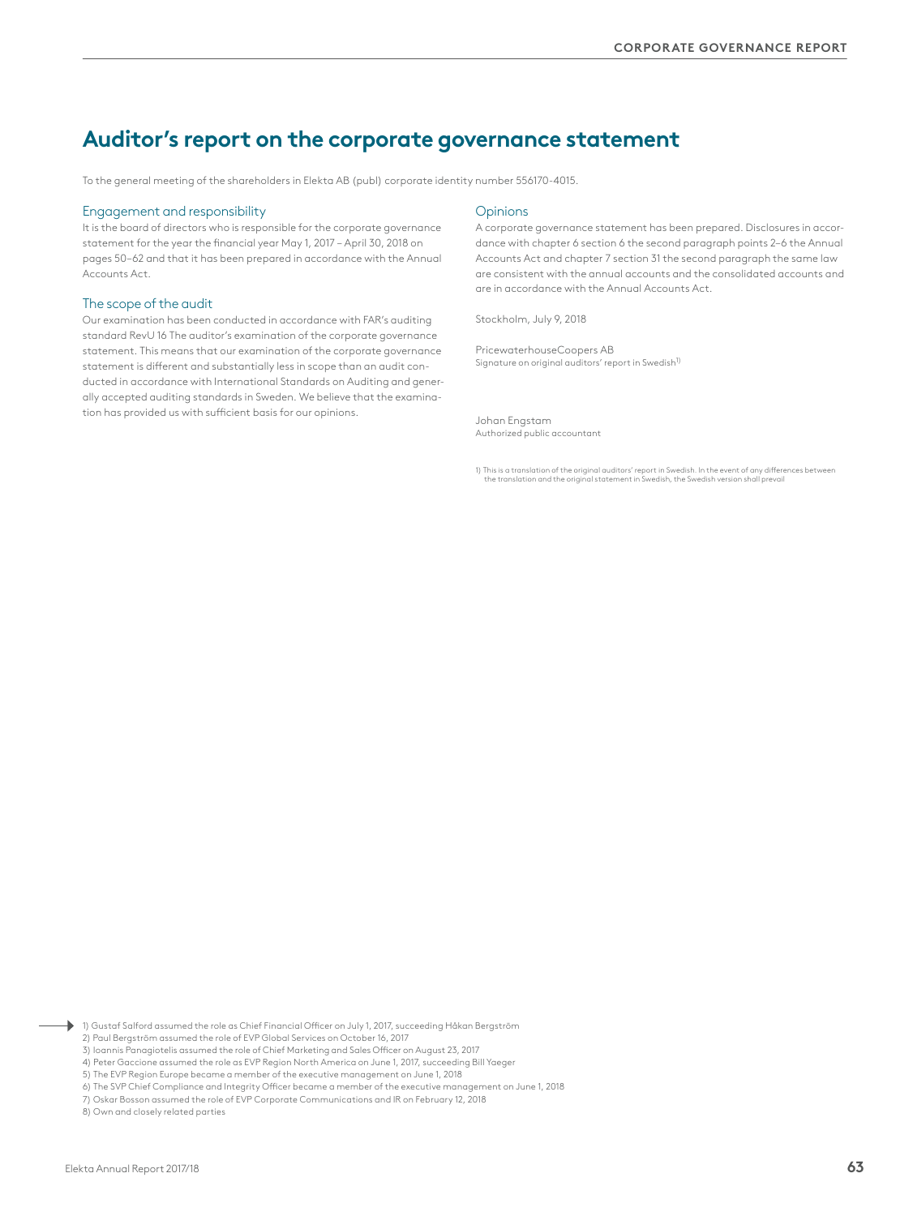# Auditor's report on the corporate governance statement

To the general meeting of the shareholders in Elekta AB (publ) corporate identity number 556170-4015.

## Engagement and responsibility

It is the board of directors who is responsible for the corporate governance statement for the year the financial year May 1, 2017 – April 30, 2018 on pages 50–62 and that it has been prepared in accordance with the Annual Accounts Act.

## The scope of the audit

Our examination has been conducted in accordance with FAR's auditing standard RevU 16 The auditor's examination of the corporate governance statement. This means that our examination of the corporate governance statement is different and substantially less in scope than an audit conducted in accordance with International Standards on Auditing and generally accepted auditing standards in Sweden. We believe that the examination has provided us with sufficient basis for our opinions.

## Opinions

A corporate governance statement has been prepared. Disclosures in accordance with chapter 6 section 6 the second paragraph points 2–6 the Annual Accounts Act and chapter 7 section 31 the second paragraph the same law are consistent with the annual accounts and the consolidated accounts and are in accordance with the Annual Accounts Act.

Stockholm, July 9, 2018

PricewaterhouseCoopers AB
Signature on original auditors' report in Swedish[1]

Johan Engstam
Authorized public accountant

1) This is a translation of the original auditors' report in Swedish. In the event of any differences between the translation and the original statement in Swedish, the Swedish version shall prevail

1) Gustaf Salford assumed the role as Chief Financial Officer on July 1, 2017, succeeding Håkan Bergström
2) Paul Bergström assumed the role of EVP Global Services on October 16, 2017
3) Ioannis Panagiotelis assumed the role of Chief Marketing and Sales Officer on August 23, 2017
4) Peter Gaccione assumed the role as EVP Region North America on June 1, 2017, succeeding Bill Yaeger
5) The EVP Region Europe became a member of the executive management on June 1, 2018
6) The SVP Chief Compliance and Integrity Officer became a member of the executive management on June 1, 2018
7) Oskar Bosson assumed the role of EVP Corporate Communications and IR on February 12, 2018
8) Own and closely related parties